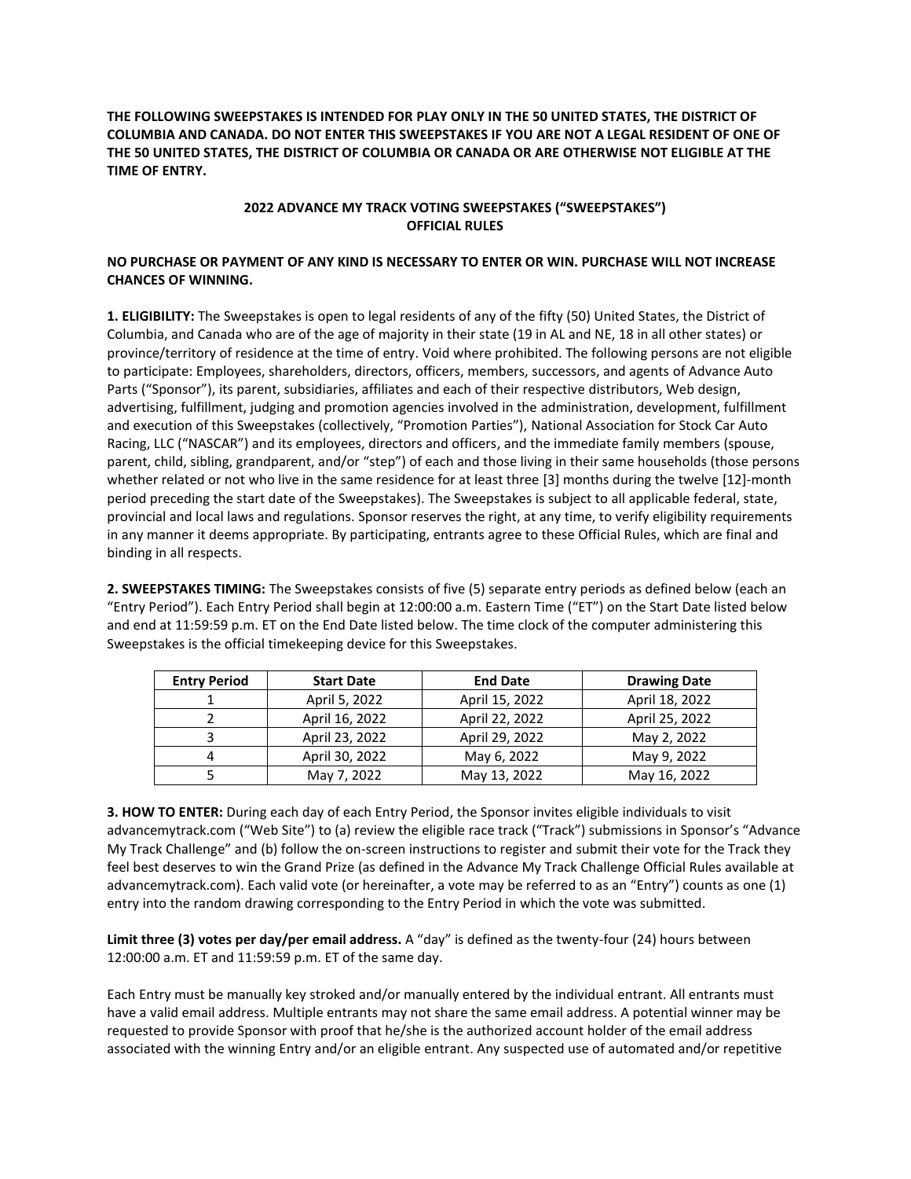**THE FOLLOWING SWEEPSTAKES IS INTENDED FOR PLAY ONLY IN THE 50 UNITED STATES, THE DISTRICT OF COLUMBIA AND CANADA. DO NOT ENTER THIS SWEEPSTAKES IF YOU ARE NOT A LEGAL RESIDENT OF ONE OF THE 50 UNITED STATES, THE DISTRICT OF COLUMBIA OR CANADA OR ARE OTHERWISE NOT ELIGIBLE AT THE TIME OF ENTRY.**

# 2022 ADVANCE MY TRACK VOTING SWEEPSTAKES ("SWEEPSTAKES") OFFICIAL RULES

**NO PURCHASE OR PAYMENT OF ANY KIND IS NECESSARY TO ENTER OR WIN. PURCHASE WILL NOT INCREASE CHANCES OF WINNING.**

**1. ELIGIBILITY:** The Sweepstakes is open to legal residents of any of the fifty (50) United States, the District of Columbia, and Canada who are of the age of majority in their state (19 in AL and NE, 18 in all other states) or province/territory of residence at the time of entry. Void where prohibited. The following persons are not eligible to participate: Employees, shareholders, directors, officers, members, successors, and agents of Advance Auto Parts ("Sponsor"), its parent, subsidiaries, affiliates and each of their respective distributors, Web design, advertising, fulfillment, judging and promotion agencies involved in the administration, development, fulfillment and execution of this Sweepstakes (collectively, "Promotion Parties"), National Association for Stock Car Auto Racing, LLC ("NASCAR") and its employees, directors and officers, and the immediate family members (spouse, parent, child, sibling, grandparent, and/or "step") of each and those living in their same households (those persons whether related or not who live in the same residence for at least three [3] months during the twelve [12]-month period preceding the start date of the Sweepstakes). The Sweepstakes is subject to all applicable federal, state, provincial and local laws and regulations. Sponsor reserves the right, at any time, to verify eligibility requirements in any manner it deems appropriate. By participating, entrants agree to these Official Rules, which are final and binding in all respects.

**2. SWEEPSTAKES TIMING:** The Sweepstakes consists of five (5) separate entry periods as defined below (each an "Entry Period"). Each Entry Period shall begin at 12:00:00 a.m. Eastern Time ("ET") on the Start Date listed below and end at 11:59:59 p.m. ET on the End Date listed below. The time clock of the computer administering this Sweepstakes is the official timekeeping device for this Sweepstakes.

| Entry Period | Start Date | End Date | Drawing Date |
|---|---|---|---|
| 1 | April 5, 2022 | April 15, 2022 | April 18, 2022 |
| 2 | April 16, 2022 | April 22, 2022 | April 25, 2022 |
| 3 | April 23, 2022 | April 29, 2022 | May 2, 2022 |
| 4 | April 30, 2022 | May 6, 2022 | May 9, 2022 |
| 5 | May 7, 2022 | May 13, 2022 | May 16, 2022 |

**3. HOW TO ENTER:** During each day of each Entry Period, the Sponsor invites eligible individuals to visit advancemytrack.com ("Web Site") to (a) review the eligible race track ("Track") submissions in Sponsor's "Advance My Track Challenge" and (b) follow the on-screen instructions to register and submit their vote for the Track they feel best deserves to win the Grand Prize (as defined in the Advance My Track Challenge Official Rules available at advancemytrack.com). Each valid vote (or hereinafter, a vote may be referred to as an "Entry") counts as one (1) entry into the random drawing corresponding to the Entry Period in which the vote was submitted.

**Limit three (3) votes per day/per email address.** A "day" is defined as the twenty-four (24) hours between 12:00:00 a.m. ET and 11:59:59 p.m. ET of the same day.

Each Entry must be manually key stroked and/or manually entered by the individual entrant. All entrants must have a valid email address. Multiple entrants may not share the same email address. A potential winner may be requested to provide Sponsor with proof that he/she is the authorized account holder of the email address associated with the winning Entry and/or an eligible entrant. Any suspected use of automated and/or repetitive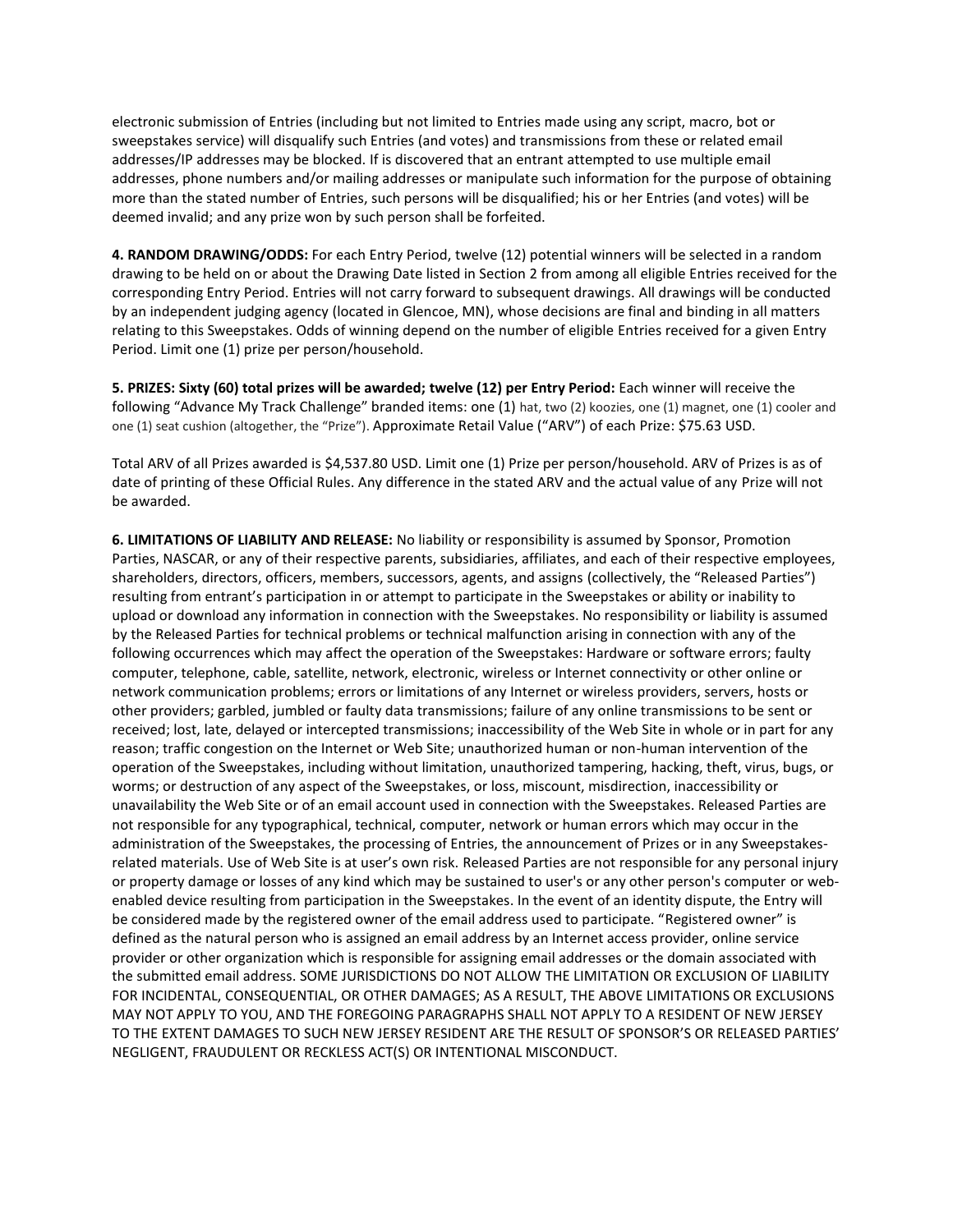electronic submission of Entries (including but not limited to Entries made using any script, macro, bot or sweepstakes service) will disqualify such Entries (and votes) and transmissions from these or related email addresses/IP addresses may be blocked. If is discovered that an entrant attempted to use multiple email addresses, phone numbers and/or mailing addresses or manipulate such information for the purpose of obtaining more than the stated number of Entries, such persons will be disqualified; his or her Entries (and votes) will be deemed invalid; and any prize won by such person shall be forfeited.

**4. RANDOM DRAWING/ODDS:** For each Entry Period, twelve (12) potential winners will be selected in a random drawing to be held on or about the Drawing Date listed in Section 2 from among all eligible Entries received for the corresponding Entry Period. Entries will not carry forward to subsequent drawings. All drawings will be conducted by an independent judging agency (located in Glencoe, MN), whose decisions are final and binding in all matters relating to this Sweepstakes. Odds of winning depend on the number of eligible Entries received for a given Entry Period. Limit one (1) prize per person/household.

**5. PRIZES: Sixty (60) total prizes will be awarded; twelve (12) per Entry Period:** Each winner will receive the following "Advance My Track Challenge" branded items: one (1) hat, two (2) koozies, one (1) magnet, one (1) cooler and one (1) seat cushion (altogether, the "Prize"). Approximate Retail Value ("ARV") of each Prize: $75.63 USD.

Total ARV of all Prizes awarded is $4,537.80 USD. Limit one (1) Prize per person/household. ARV of Prizes is as of date of printing of these Official Rules. Any difference in the stated ARV and the actual value of any Prize will not be awarded.

**6. LIMITATIONS OF LIABILITY AND RELEASE:** No liability or responsibility is assumed by Sponsor, Promotion Parties, NASCAR, or any of their respective parents, subsidiaries, affiliates, and each of their respective employees, shareholders, directors, officers, members, successors, agents, and assigns (collectively, the "Released Parties") resulting from entrant's participation in or attempt to participate in the Sweepstakes or ability or inability to upload or download any information in connection with the Sweepstakes. No responsibility or liability is assumed by the Released Parties for technical problems or technical malfunction arising in connection with any of the following occurrences which may affect the operation of the Sweepstakes: Hardware or software errors; faulty computer, telephone, cable, satellite, network, electronic, wireless or Internet connectivity or other online or network communication problems; errors or limitations of any Internet or wireless providers, servers, hosts or other providers; garbled, jumbled or faulty data transmissions; failure of any online transmissions to be sent or received; lost, late, delayed or intercepted transmissions; inaccessibility of the Web Site in whole or in part for any reason; traffic congestion on the Internet or Web Site; unauthorized human or non-human intervention of the operation of the Sweepstakes, including without limitation, unauthorized tampering, hacking, theft, virus, bugs, or worms; or destruction of any aspect of the Sweepstakes, or loss, miscount, misdirection, inaccessibility or unavailability the Web Site or of an email account used in connection with the Sweepstakes. Released Parties are not responsible for any typographical, technical, computer, network or human errors which may occur in the administration of the Sweepstakes, the processing of Entries, the announcement of Prizes or in any Sweepstakes-related materials. Use of Web Site is at user's own risk. Released Parties are not responsible for any personal injury or property damage or losses of any kind which may be sustained to user's or any other person's computer or web-enabled device resulting from participation in the Sweepstakes. In the event of an identity dispute, the Entry will be considered made by the registered owner of the email address used to participate. "Registered owner" is defined as the natural person who is assigned an email address by an Internet access provider, online service provider or other organization which is responsible for assigning email addresses or the domain associated with the submitted email address. SOME JURISDICTIONS DO NOT ALLOW THE LIMITATION OR EXCLUSION OF LIABILITY FOR INCIDENTAL, CONSEQUENTIAL, OR OTHER DAMAGES; AS A RESULT, THE ABOVE LIMITATIONS OR EXCLUSIONS MAY NOT APPLY TO YOU, AND THE FOREGOING PARAGRAPHS SHALL NOT APPLY TO A RESIDENT OF NEW JERSEY TO THE EXTENT DAMAGES TO SUCH NEW JERSEY RESIDENT ARE THE RESULT OF SPONSOR'S OR RELEASED PARTIES' NEGLIGENT, FRAUDULENT OR RECKLESS ACT(S) OR INTENTIONAL MISCONDUCT.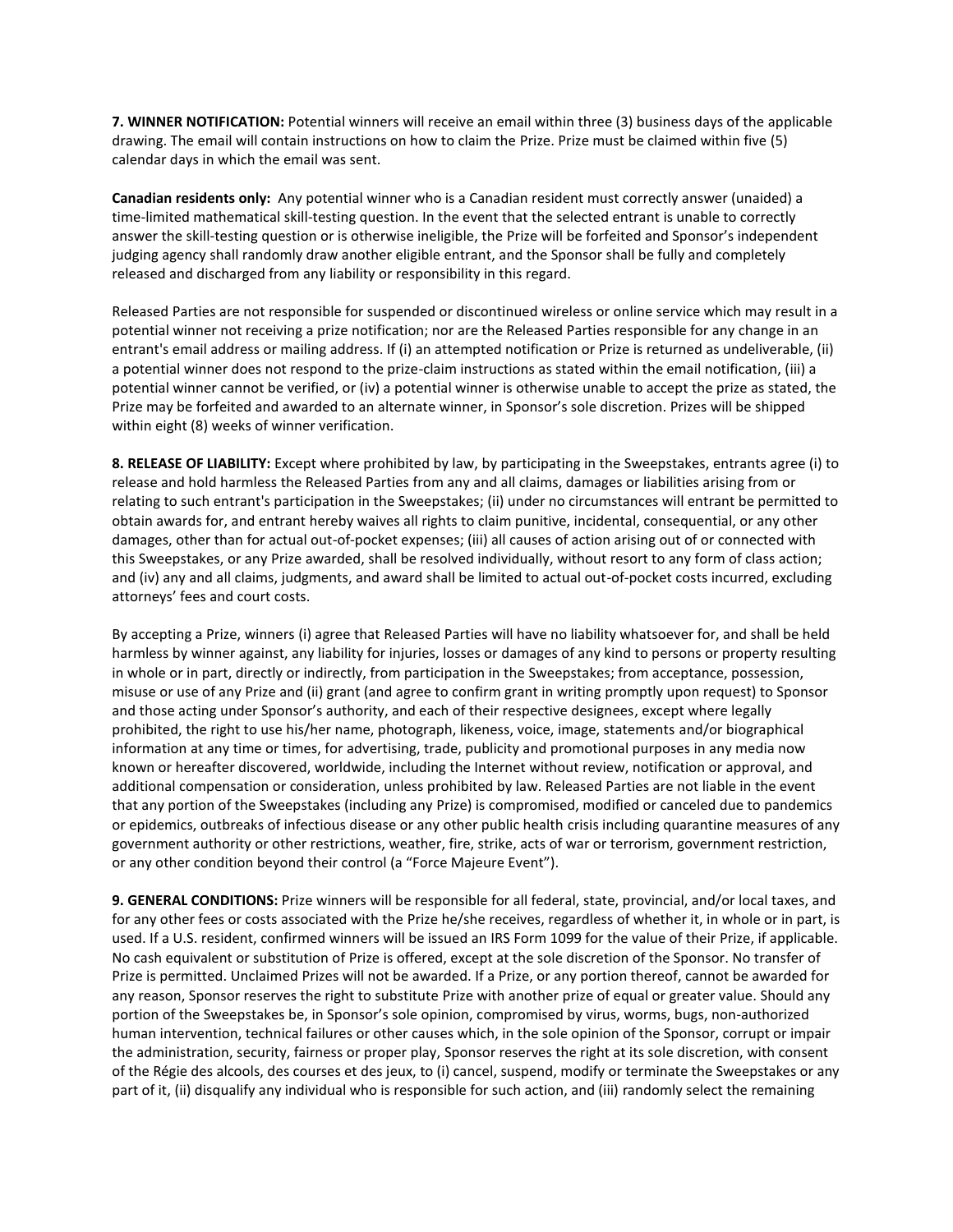**7. WINNER NOTIFICATION:** Potential winners will receive an email within three (3) business days of the applicable drawing. The email will contain instructions on how to claim the Prize. Prize must be claimed within five (5) calendar days in which the email was sent.

**Canadian residents only:** Any potential winner who is a Canadian resident must correctly answer (unaided) a time-limited mathematical skill-testing question. In the event that the selected entrant is unable to correctly answer the skill-testing question or is otherwise ineligible, the Prize will be forfeited and Sponsor's independent judging agency shall randomly draw another eligible entrant, and the Sponsor shall be fully and completely released and discharged from any liability or responsibility in this regard.

Released Parties are not responsible for suspended or discontinued wireless or online service which may result in a potential winner not receiving a prize notification; nor are the Released Parties responsible for any change in an entrant's email address or mailing address. If (i) an attempted notification or Prize is returned as undeliverable, (ii) a potential winner does not respond to the prize-claim instructions as stated within the email notification, (iii) a potential winner cannot be verified, or (iv) a potential winner is otherwise unable to accept the prize as stated, the Prize may be forfeited and awarded to an alternate winner, in Sponsor's sole discretion. Prizes will be shipped within eight (8) weeks of winner verification.

**8. RELEASE OF LIABILITY:** Except where prohibited by law, by participating in the Sweepstakes, entrants agree (i) to release and hold harmless the Released Parties from any and all claims, damages or liabilities arising from or relating to such entrant's participation in the Sweepstakes; (ii) under no circumstances will entrant be permitted to obtain awards for, and entrant hereby waives all rights to claim punitive, incidental, consequential, or any other damages, other than for actual out-of-pocket expenses; (iii) all causes of action arising out of or connected with this Sweepstakes, or any Prize awarded, shall be resolved individually, without resort to any form of class action; and (iv) any and all claims, judgments, and award shall be limited to actual out-of-pocket costs incurred, excluding attorneys' fees and court costs.

By accepting a Prize, winners (i) agree that Released Parties will have no liability whatsoever for, and shall be held harmless by winner against, any liability for injuries, losses or damages of any kind to persons or property resulting in whole or in part, directly or indirectly, from participation in the Sweepstakes; from acceptance, possession, misuse or use of any Prize and (ii) grant (and agree to confirm grant in writing promptly upon request) to Sponsor and those acting under Sponsor's authority, and each of their respective designees, except where legally prohibited, the right to use his/her name, photograph, likeness, voice, image, statements and/or biographical information at any time or times, for advertising, trade, publicity and promotional purposes in any media now known or hereafter discovered, worldwide, including the Internet without review, notification or approval, and additional compensation or consideration, unless prohibited by law. Released Parties are not liable in the event that any portion of the Sweepstakes (including any Prize) is compromised, modified or canceled due to pandemics or epidemics, outbreaks of infectious disease or any other public health crisis including quarantine measures of any government authority or other restrictions, weather, fire, strike, acts of war or terrorism, government restriction, or any other condition beyond their control (a "Force Majeure Event").

**9. GENERAL CONDITIONS:** Prize winners will be responsible for all federal, state, provincial, and/or local taxes, and for any other fees or costs associated with the Prize he/she receives, regardless of whether it, in whole or in part, is used. If a U.S. resident, confirmed winners will be issued an IRS Form 1099 for the value of their Prize, if applicable. No cash equivalent or substitution of Prize is offered, except at the sole discretion of the Sponsor. No transfer of Prize is permitted. Unclaimed Prizes will not be awarded. If a Prize, or any portion thereof, cannot be awarded for any reason, Sponsor reserves the right to substitute Prize with another prize of equal or greater value. Should any portion of the Sweepstakes be, in Sponsor's sole opinion, compromised by virus, worms, bugs, non-authorized human intervention, technical failures or other causes which, in the sole opinion of the Sponsor, corrupt or impair the administration, security, fairness or proper play, Sponsor reserves the right at its sole discretion, with consent of the Régie des alcools, des courses et des jeux, to (i) cancel, suspend, modify or terminate the Sweepstakes or any part of it, (ii) disqualify any individual who is responsible for such action, and (iii) randomly select the remaining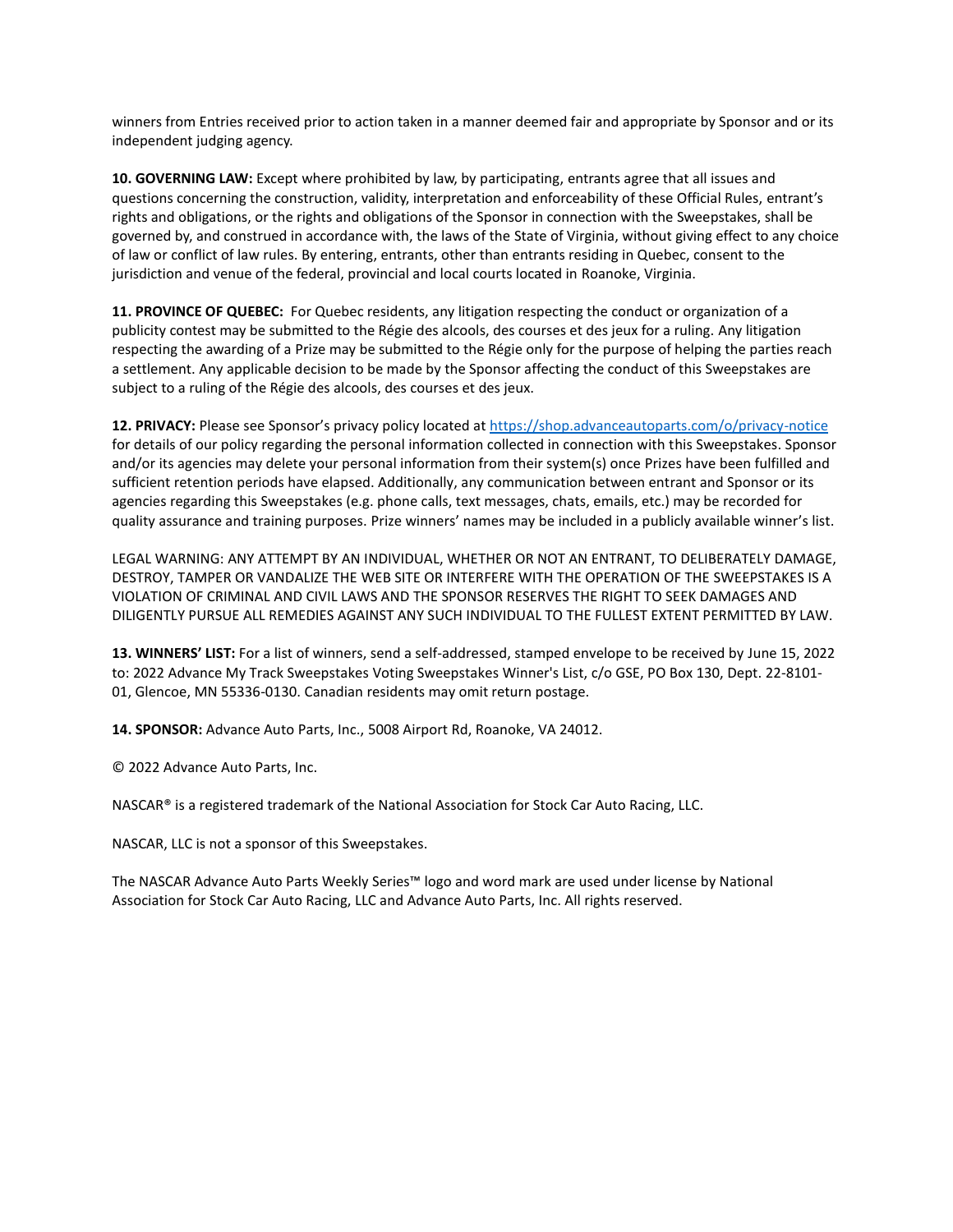winners from Entries received prior to action taken in a manner deemed fair and appropriate by Sponsor and or its independent judging agency.

**10. GOVERNING LAW:** Except where prohibited by law, by participating, entrants agree that all issues and questions concerning the construction, validity, interpretation and enforceability of these Official Rules, entrant's rights and obligations, or the rights and obligations of the Sponsor in connection with the Sweepstakes, shall be governed by, and construed in accordance with, the laws of the State of Virginia, without giving effect to any choice of law or conflict of law rules. By entering, entrants, other than entrants residing in Quebec, consent to the jurisdiction and venue of the federal, provincial and local courts located in Roanoke, Virginia.

**11. PROVINCE OF QUEBEC:** For Quebec residents, any litigation respecting the conduct or organization of a publicity contest may be submitted to the Régie des alcools, des courses et des jeux for a ruling. Any litigation respecting the awarding of a Prize may be submitted to the Régie only for the purpose of helping the parties reach a settlement. Any applicable decision to be made by the Sponsor affecting the conduct of this Sweepstakes are subject to a ruling of the Régie des alcools, des courses et des jeux.

**12. PRIVACY:** Please see Sponsor's privacy policy located at [https://shop.advanceautoparts.com/o/privacy-notice](https://shop.advanceautoparts.com/o/privacy-notice) for details of our policy regarding the personal information collected in connection with this Sweepstakes. Sponsor and/or its agencies may delete your personal information from their system(s) once Prizes have been fulfilled and sufficient retention periods have elapsed. Additionally, any communication between entrant and Sponsor or its agencies regarding this Sweepstakes (e.g. phone calls, text messages, chats, emails, etc.) may be recorded for quality assurance and training purposes. Prize winners' names may be included in a publicly available winner's list.

LEGAL WARNING: ANY ATTEMPT BY AN INDIVIDUAL, WHETHER OR NOT AN ENTRANT, TO DELIBERATELY DAMAGE, DESTROY, TAMPER OR VANDALIZE THE WEB SITE OR INTERFERE WITH THE OPERATION OF THE SWEEPSTAKES IS A VIOLATION OF CRIMINAL AND CIVIL LAWS AND THE SPONSOR RESERVES THE RIGHT TO SEEK DAMAGES AND DILIGENTLY PURSUE ALL REMEDIES AGAINST ANY SUCH INDIVIDUAL TO THE FULLEST EXTENT PERMITTED BY LAW.

**13. WINNERS' LIST:** For a list of winners, send a self-addressed, stamped envelope to be received by June 15, 2022 to: 2022 Advance My Track Sweepstakes Voting Sweepstakes Winner's List, c/o GSE, PO Box 130, Dept. 22-8101-01, Glencoe, MN 55336-0130. Canadian residents may omit return postage.

**14. SPONSOR:** Advance Auto Parts, Inc., 5008 Airport Rd, Roanoke, VA 24012.

© 2022 Advance Auto Parts, Inc.

NASCAR® is a registered trademark of the National Association for Stock Car Auto Racing, LLC.

NASCAR, LLC is not a sponsor of this Sweepstakes.

The NASCAR Advance Auto Parts Weekly Series™ logo and word mark are used under license by National Association for Stock Car Auto Racing, LLC and Advance Auto Parts, Inc. All rights reserved.